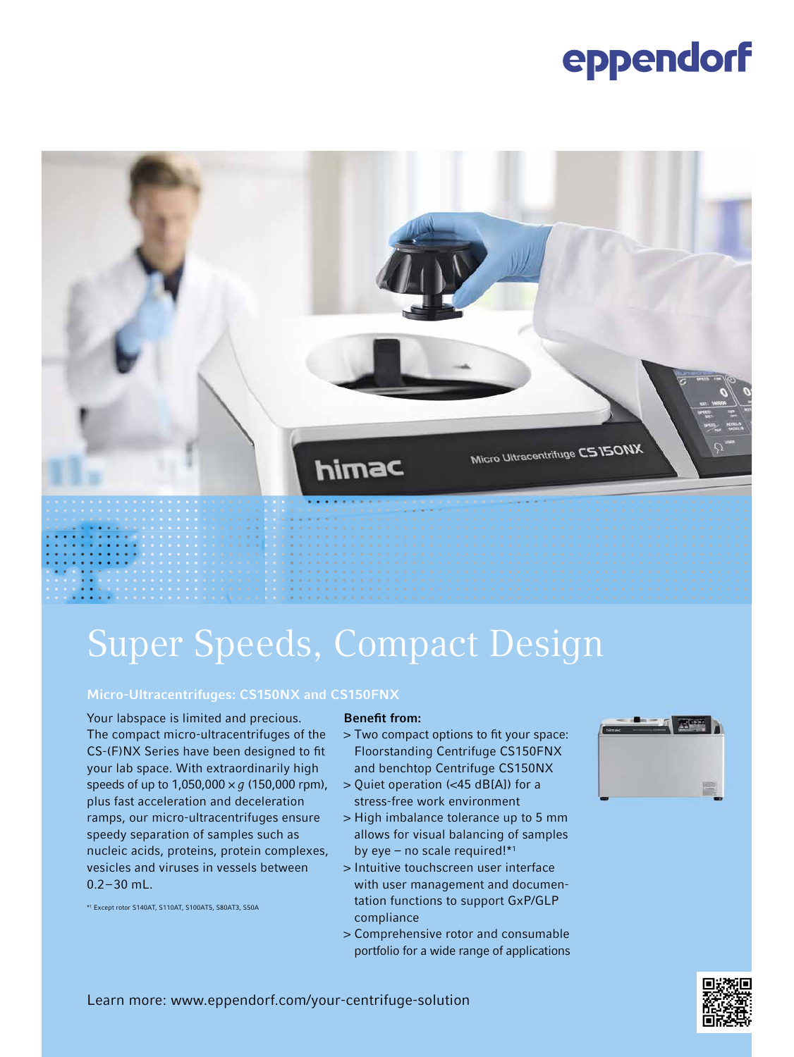eppendorf

# Super Speeds, Compact Design

## Micro-Ultracentrifuges: CS150NX and CS150FNX

Your labspace is limited and precious. The compact micro-ultracentrifuges of the CS-(F)NX Series have been designed to fit your lab space. With extraordinarily high speeds of up to 1,050,000 × *g* (150,000 rpm), plus fast acceleration and deceleration ramps, our micro-ultracentrifuges ensure speedy separation of samples such as nucleic acids, proteins, protein complexes, vesicles and viruses in vessels between 0.2 – 30 mL.

[*1] Except rotor S140AT, S110AT, S100AT5, S80AT3, S50A

**Benefit from:**

> Two compact options to fit your space: Floorstanding Centrifuge CS150FNX and benchtop Centrifuge CS150NX

> Quiet operation (<45 dB[A]) for a stress-free work environment

> High imbalance tolerance up to 5 mm allows for visual balancing of samples by eye – no scale required![*1]

> Intuitive touchscreen user interface with user management and documentation functions to support GxP/GLP compliance

> Comprehensive rotor and consumable portfolio for a wide range of applications

Learn more: www.eppendorf.com/your-centrifuge-solution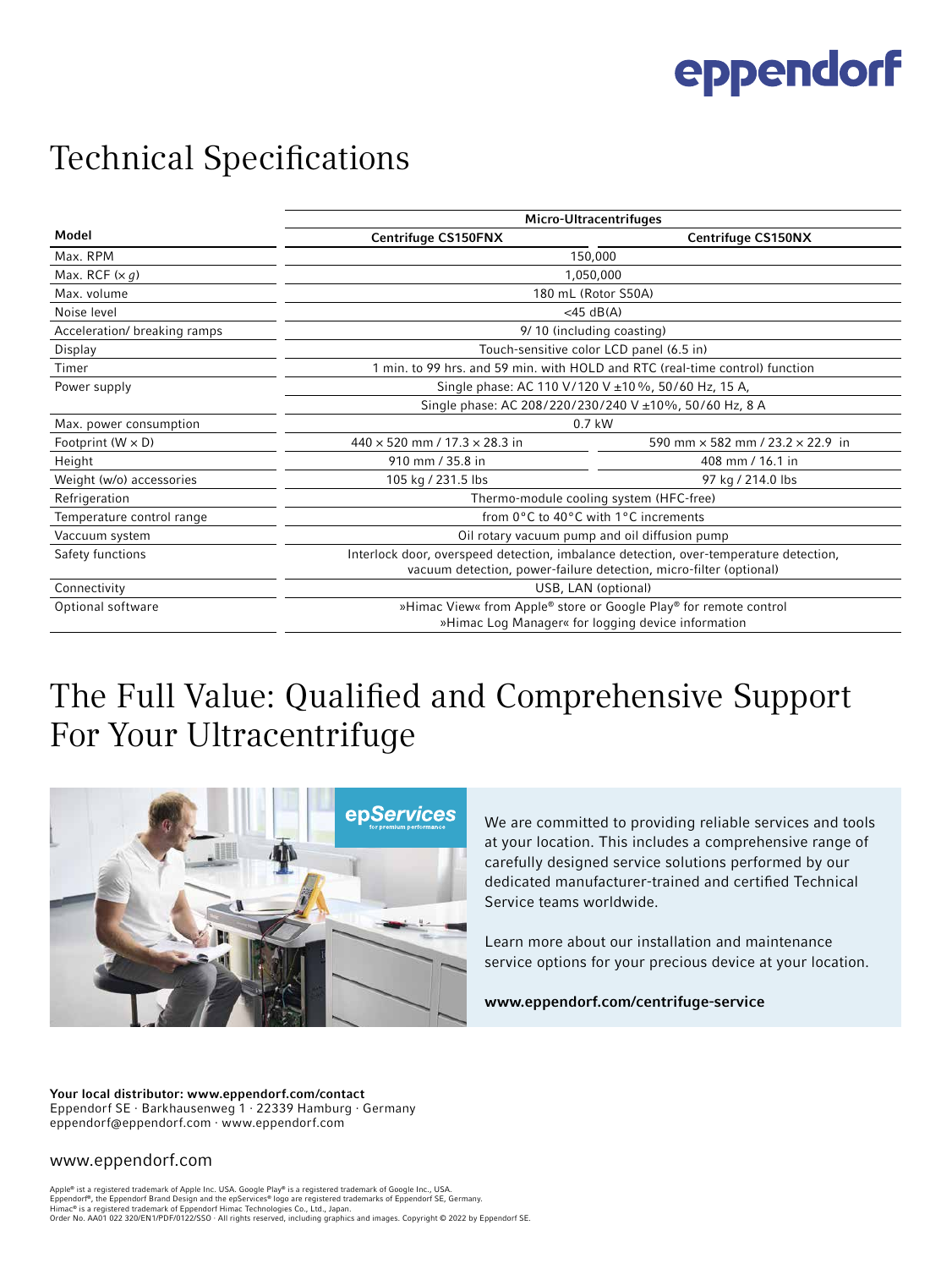# Technical Specifications

| Model | Micro-Ultracentrifuges | |
|---|---|---|
| | Centrifuge CS150FNX | Centrifuge CS150NX |
| Max. RPM | 150,000 | |
| Max. RCF (× *g*) | 1,050,000 | |
| Max. volume | 180 mL (Rotor S50A) | |
| Noise level | <45 dB(A) | |
| Acceleration/ breaking ramps | 9/ 10 (including coasting) | |
| Display | Touch-sensitive color LCD panel (6.5 in) | |
| Timer | 1 min. to 99 hrs. and 59 min. with HOLD and RTC (real-time control) function | |
| Power supply | Single phase: AC 110 V/120 V ±10 %, 50/60 Hz, 15 A, | |
| | Single phase: AC 208/220/230/240 V ±10%, 50/60 Hz, 8 A | |
| Max. power consumption | 0.7 kW | |
| Footprint (W × D) | 440 × 520 mm / 17.3 × 28.3 in | 590 mm × 582 mm / 23.2 × 22.9 in |
| Height | 910 mm / 35.8 in | 408 mm / 16.1 in |
| Weight (w/o) accessories | 105 kg / 231.5 lbs | 97 kg / 214.0 lbs |
| Refrigeration | Thermo-module cooling system (HFC-free) | |
| Temperature control range | from 0°C to 40°C with 1°C increments | |
| Vaccuum system | Oil rotary vacuum pump and oil diffusion pump | |
| Safety functions | Interlock door, overspeed detection, imbalance detection, over-temperature detection, vacuum detection, power-failure detection, micro-filter (optional) | |
| Connectivity | USB, LAN (optional) | |
| Optional software | »Himac View« from Apple® store or Google Play® for remote control<br>»Himac Log Manager« for logging device information | |

# The Full Value: Qualified and Comprehensive Support For Your Ultracentrifuge

We are committed to providing reliable services and tools at your location. This includes a comprehensive range of carefully designed service solutions performed by our dedicated manufacturer-trained and certified Technical Service teams worldwide.

Learn more about our installation and maintenance service options for your precious device at your location.

**www.eppendorf.com/centrifuge-service**

**Your local distributor: www.eppendorf.com/contact**
Eppendorf SE · Barkhausenweg 1 · 22339 Hamburg · Germany
eppendorf@eppendorf.com · www.eppendorf.com

www.eppendorf.com

Apple® ist a registered trademark of Apple Inc. USA. Google Play® is a registered trademark of Google Inc., USA.
Eppendorf®, the Eppendorf Brand Design and the epServices® logo are registered trademarks of Eppendorf SE, Germany.
Himac® is a registered trademark of Eppendorf Himac Technologies Co., Ltd., Japan.
Order No. AA01 022 320/EN1/PDF/0122/SSO · All rights reserved, including graphics and images. Copyright © 2022 by Eppendorf SE.